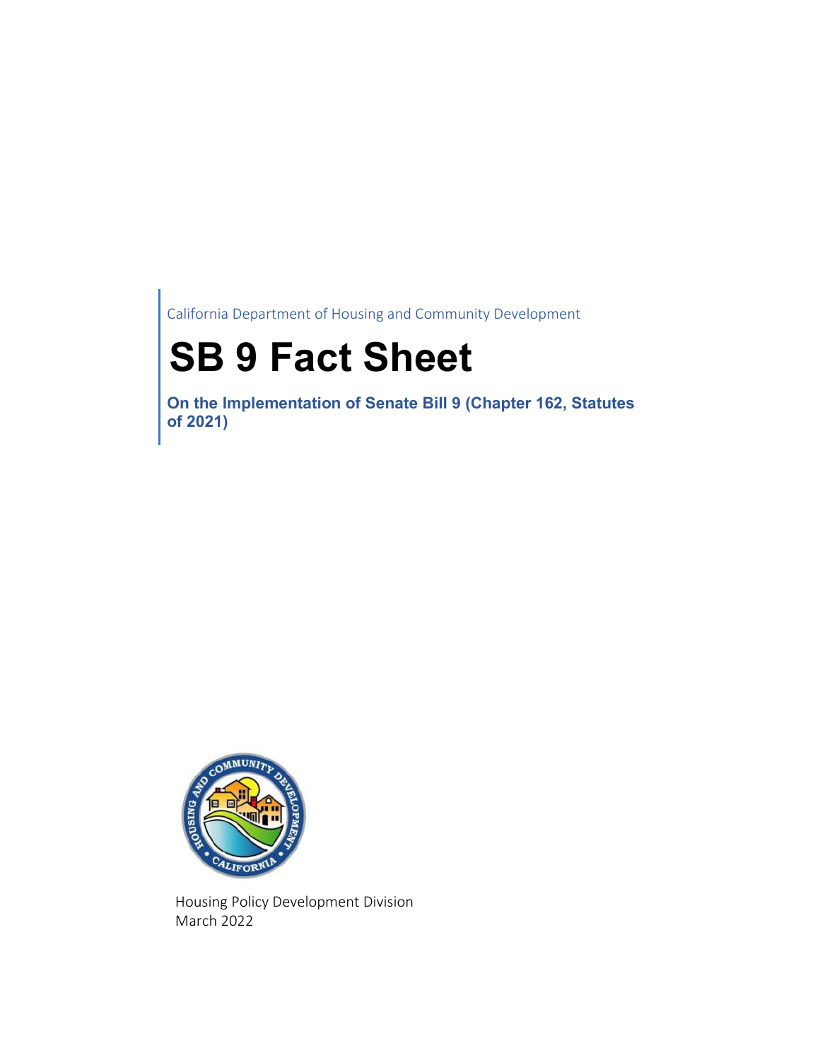California Department of Housing and Community Development

# SB 9 Fact Sheet

**On the Implementation of Senate Bill 9 (Chapter 162, Statutes of 2021)**

Housing Policy Development Division
March 2022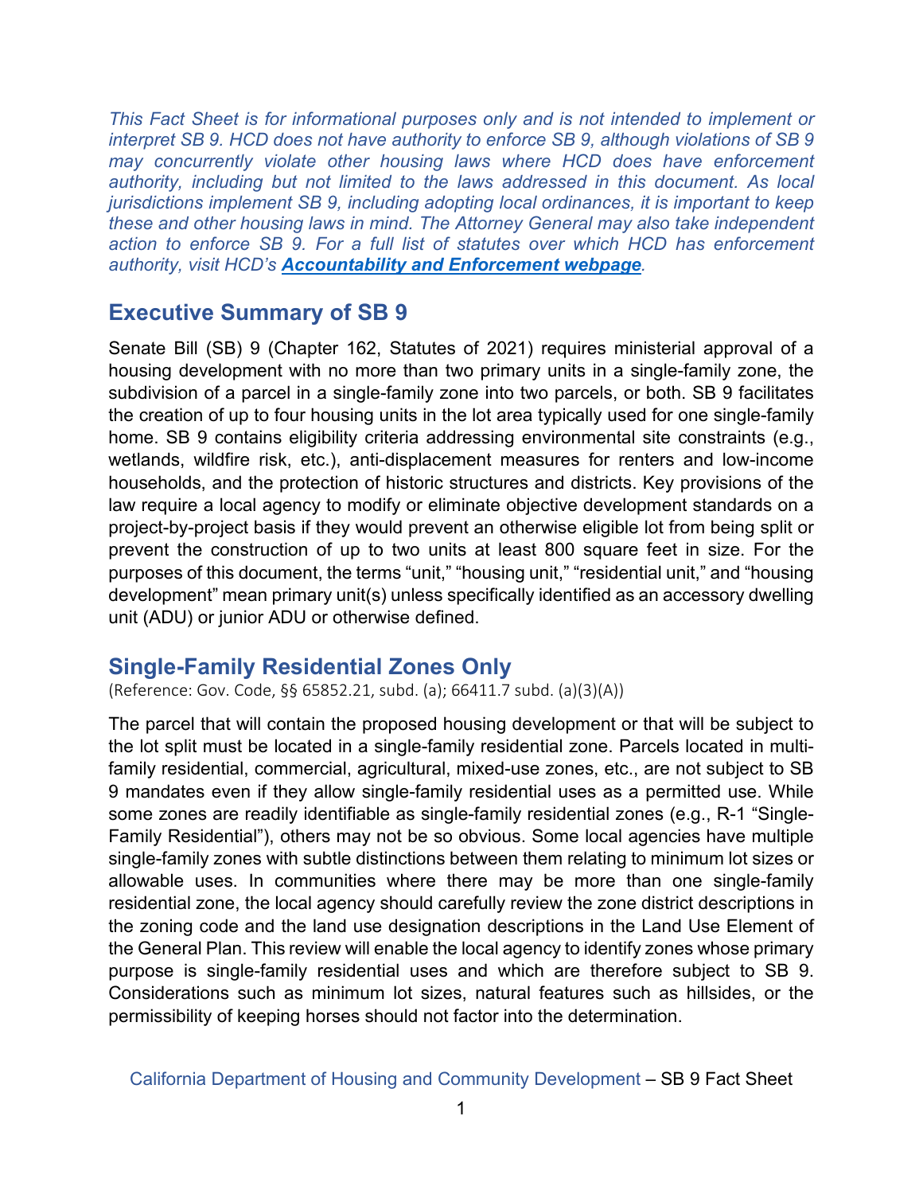*This Fact Sheet is for informational purposes only and is not intended to implement or interpret SB 9. HCD does not have authority to enforce SB 9, although violations of SB 9 may concurrently violate other housing laws where HCD does have enforcement authority, including but not limited to the laws addressed in this document. As local jurisdictions implement SB 9, including adopting local ordinances, it is important to keep these and other housing laws in mind. The Attorney General may also take independent action to enforce SB 9. For a full list of statutes over which HCD has enforcement authority, visit HCD's* ***Accountability and Enforcement webpage****.*

## Executive Summary of SB 9

Senate Bill (SB) 9 (Chapter 162, Statutes of 2021) requires ministerial approval of a housing development with no more than two primary units in a single-family zone, the subdivision of a parcel in a single-family zone into two parcels, or both. SB 9 facilitates the creation of up to four housing units in the lot area typically used for one single-family home. SB 9 contains eligibility criteria addressing environmental site constraints (e.g., wetlands, wildfire risk, etc.), anti-displacement measures for renters and low-income households, and the protection of historic structures and districts. Key provisions of the law require a local agency to modify or eliminate objective development standards on a project-by-project basis if they would prevent an otherwise eligible lot from being split or prevent the construction of up to two units at least 800 square feet in size. For the purposes of this document, the terms "unit," "housing unit," "residential unit," and "housing development" mean primary unit(s) unless specifically identified as an accessory dwelling unit (ADU) or junior ADU or otherwise defined.

## Single-Family Residential Zones Only

(Reference: Gov. Code, §§ 65852.21, subd. (a); 66411.7 subd. (a)(3)(A))

The parcel that will contain the proposed housing development or that will be subject to the lot split must be located in a single-family residential zone. Parcels located in multi-family residential, commercial, agricultural, mixed-use zones, etc., are not subject to SB 9 mandates even if they allow single-family residential uses as a permitted use. While some zones are readily identifiable as single-family residential zones (e.g., R-1 "Single-Family Residential"), others may not be so obvious. Some local agencies have multiple single-family zones with subtle distinctions between them relating to minimum lot sizes or allowable uses. In communities where there may be more than one single-family residential zone, the local agency should carefully review the zone district descriptions in the zoning code and the land use designation descriptions in the Land Use Element of the General Plan. This review will enable the local agency to identify zones whose primary purpose is single-family residential uses and which are therefore subject to SB 9. Considerations such as minimum lot sizes, natural features such as hillsides, or the permissibility of keeping horses should not factor into the determination.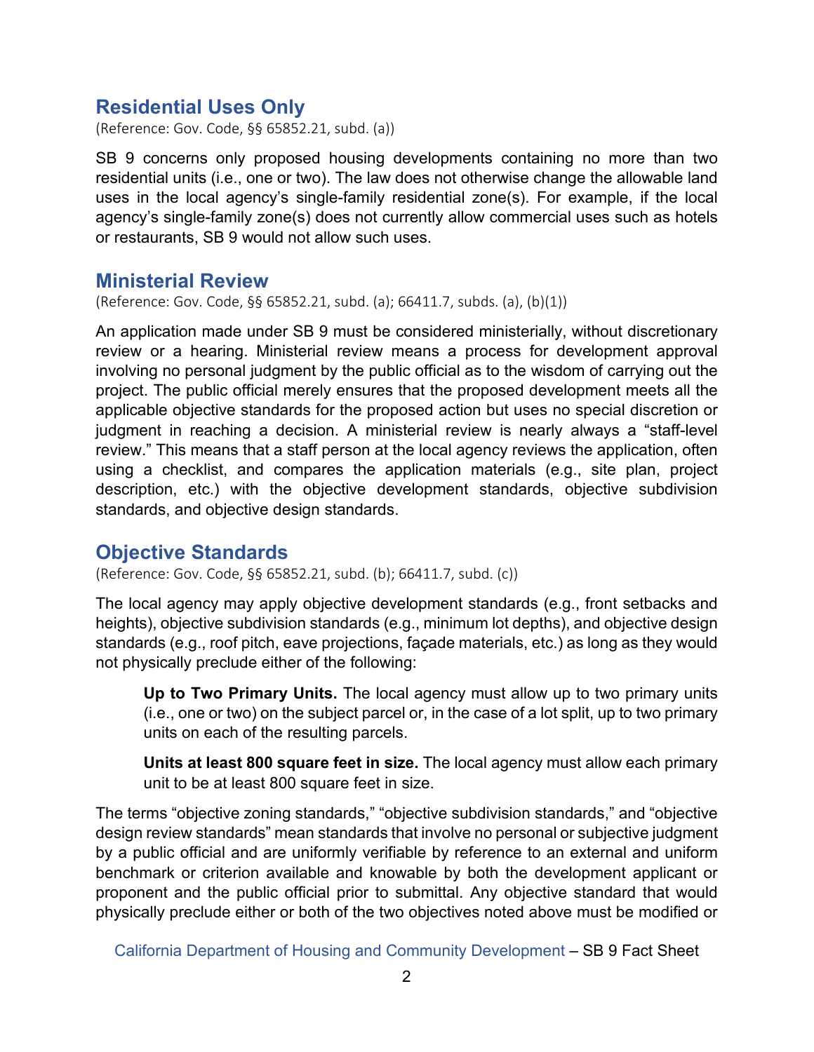## Residential Uses Only

(Reference: Gov. Code, §§ 65852.21, subd. (a))

SB 9 concerns only proposed housing developments containing no more than two residential units (i.e., one or two). The law does not otherwise change the allowable land uses in the local agency's single-family residential zone(s). For example, if the local agency's single-family zone(s) does not currently allow commercial uses such as hotels or restaurants, SB 9 would not allow such uses.

## Ministerial Review

(Reference: Gov. Code, §§ 65852.21, subd. (a); 66411.7, subds. (a), (b)(1))

An application made under SB 9 must be considered ministerially, without discretionary review or a hearing. Ministerial review means a process for development approval involving no personal judgment by the public official as to the wisdom of carrying out the project. The public official merely ensures that the proposed development meets all the applicable objective standards for the proposed action but uses no special discretion or judgment in reaching a decision. A ministerial review is nearly always a "staff-level review." This means that a staff person at the local agency reviews the application, often using a checklist, and compares the application materials (e.g., site plan, project description, etc.) with the objective development standards, objective subdivision standards, and objective design standards.

## Objective Standards

(Reference: Gov. Code, §§ 65852.21, subd. (b); 66411.7, subd. (c))

The local agency may apply objective development standards (e.g., front setbacks and heights), objective subdivision standards (e.g., minimum lot depths), and objective design standards (e.g., roof pitch, eave projections, façade materials, etc.) as long as they would not physically preclude either of the following:

> **Up to Two Primary Units.** The local agency must allow up to two primary units (i.e., one or two) on the subject parcel or, in the case of a lot split, up to two primary units on each of the resulting parcels.
>
> **Units at least 800 square feet in size.** The local agency must allow each primary unit to be at least 800 square feet in size.

The terms "objective zoning standards," "objective subdivision standards," and "objective design review standards" mean standards that involve no personal or subjective judgment by a public official and are uniformly verifiable by reference to an external and uniform benchmark or criterion available and knowable by both the development applicant or proponent and the public official prior to submittal. Any objective standard that would physically preclude either or both of the two objectives noted above must be modified or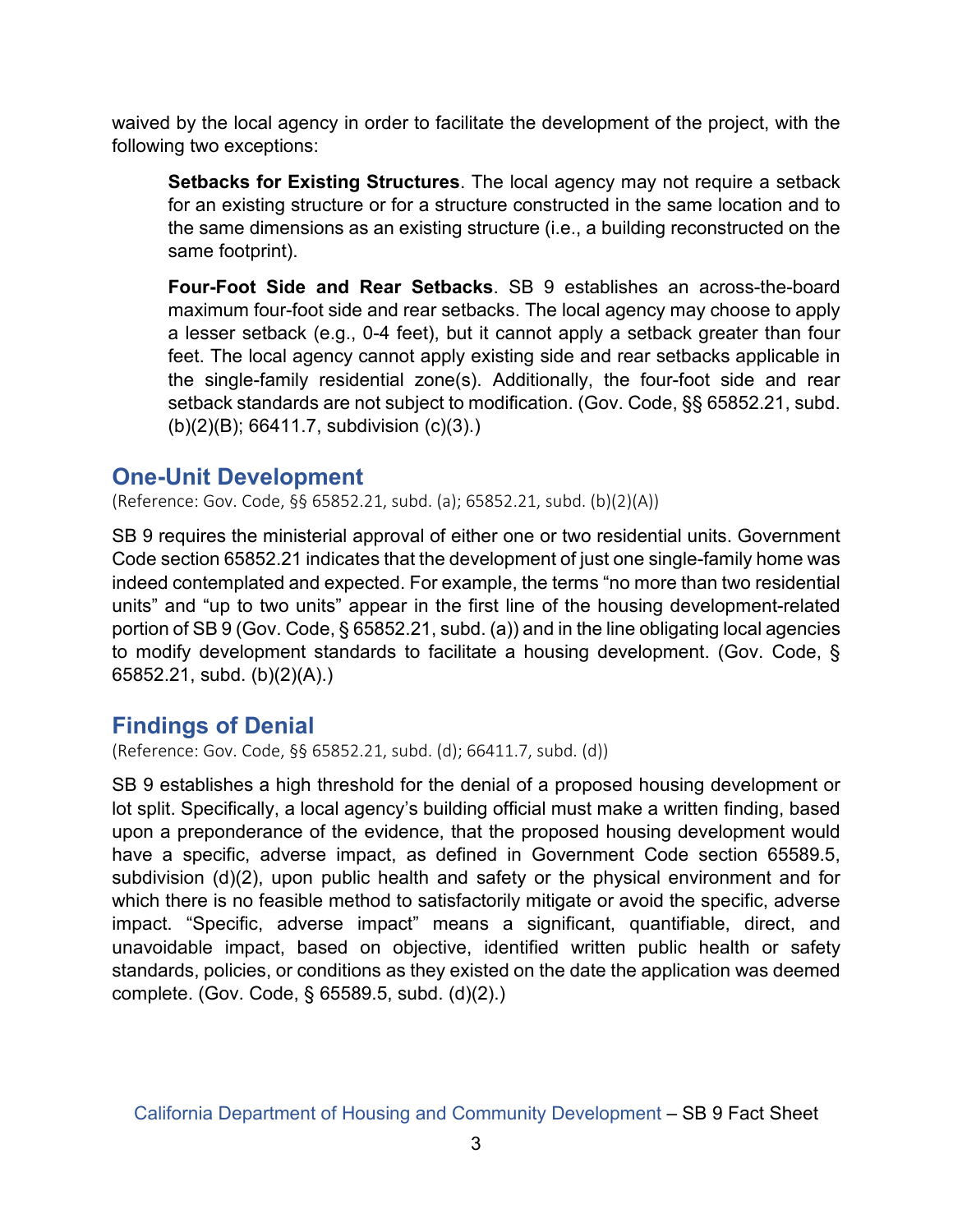waived by the local agency in order to facilitate the development of the project, with the following two exceptions:

> **Setbacks for Existing Structures**. The local agency may not require a setback for an existing structure or for a structure constructed in the same location and to the same dimensions as an existing structure (i.e., a building reconstructed on the same footprint).
>
> **Four-Foot Side and Rear Setbacks**. SB 9 establishes an across-the-board maximum four-foot side and rear setbacks. The local agency may choose to apply a lesser setback (e.g., 0-4 feet), but it cannot apply a setback greater than four feet. The local agency cannot apply existing side and rear setbacks applicable in the single-family residential zone(s). Additionally, the four-foot side and rear setback standards are not subject to modification. (Gov. Code, §§ 65852.21, subd. (b)(2)(B); 66411.7, subdivision (c)(3).)

## One-Unit Development

(Reference: Gov. Code, §§ 65852.21, subd. (a); 65852.21, subd. (b)(2)(A))

SB 9 requires the ministerial approval of either one or two residential units. Government Code section 65852.21 indicates that the development of just one single-family home was indeed contemplated and expected. For example, the terms "no more than two residential units" and "up to two units" appear in the first line of the housing development-related portion of SB 9 (Gov. Code, § 65852.21, subd. (a)) and in the line obligating local agencies to modify development standards to facilitate a housing development. (Gov. Code, § 65852.21, subd. (b)(2)(A).)

## Findings of Denial

(Reference: Gov. Code, §§ 65852.21, subd. (d); 66411.7, subd. (d))

SB 9 establishes a high threshold for the denial of a proposed housing development or lot split. Specifically, a local agency's building official must make a written finding, based upon a preponderance of the evidence, that the proposed housing development would have a specific, adverse impact, as defined in Government Code section 65589.5, subdivision (d)(2), upon public health and safety or the physical environment and for which there is no feasible method to satisfactorily mitigate or avoid the specific, adverse impact. "Specific, adverse impact" means a significant, quantifiable, direct, and unavoidable impact, based on objective, identified written public health or safety standards, policies, or conditions as they existed on the date the application was deemed complete. (Gov. Code, § 65589.5, subd. (d)(2).)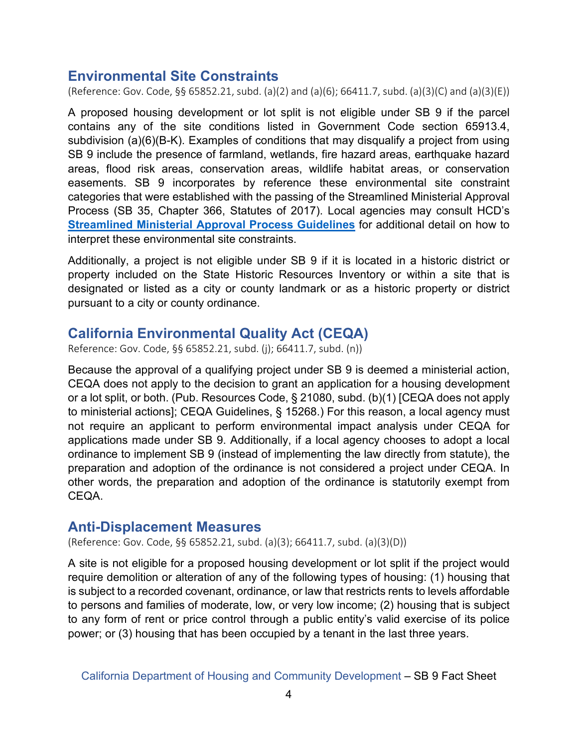## Environmental Site Constraints

(Reference: Gov. Code, §§ 65852.21, subd. (a)(2) and (a)(6); 66411.7, subd. (a)(3)(C) and (a)(3)(E))

A proposed housing development or lot split is not eligible under SB 9 if the parcel contains any of the site conditions listed in Government Code section 65913.4, subdivision (a)(6)(B-K). Examples of conditions that may disqualify a project from using SB 9 include the presence of farmland, wetlands, fire hazard areas, earthquake hazard areas, flood risk areas, conservation areas, wildlife habitat areas, or conservation easements. SB 9 incorporates by reference these environmental site constraint categories that were established with the passing of the Streamlined Ministerial Approval Process (SB 35, Chapter 366, Statutes of 2017). Local agencies may consult HCD's **Streamlined Ministerial Approval Process Guidelines** for additional detail on how to interpret these environmental site constraints.

Additionally, a project is not eligible under SB 9 if it is located in a historic district or property included on the State Historic Resources Inventory or within a site that is designated or listed as a city or county landmark or as a historic property or district pursuant to a city or county ordinance.

## California Environmental Quality Act (CEQA)

Reference: Gov. Code, §§ 65852.21, subd. (j); 66411.7, subd. (n))

Because the approval of a qualifying project under SB 9 is deemed a ministerial action, CEQA does not apply to the decision to grant an application for a housing development or a lot split, or both. (Pub. Resources Code, § 21080, subd. (b)(1) [CEQA does not apply to ministerial actions]; CEQA Guidelines, § 15268.) For this reason, a local agency must not require an applicant to perform environmental impact analysis under CEQA for applications made under SB 9. Additionally, if a local agency chooses to adopt a local ordinance to implement SB 9 (instead of implementing the law directly from statute), the preparation and adoption of the ordinance is not considered a project under CEQA. In other words, the preparation and adoption of the ordinance is statutorily exempt from CEQA.

## Anti-Displacement Measures

(Reference: Gov. Code, §§ 65852.21, subd. (a)(3); 66411.7, subd. (a)(3)(D))

A site is not eligible for a proposed housing development or lot split if the project would require demolition or alteration of any of the following types of housing: (1) housing that is subject to a recorded covenant, ordinance, or law that restricts rents to levels affordable to persons and families of moderate, low, or very low income; (2) housing that is subject to any form of rent or price control through a public entity's valid exercise of its police power; or (3) housing that has been occupied by a tenant in the last three years.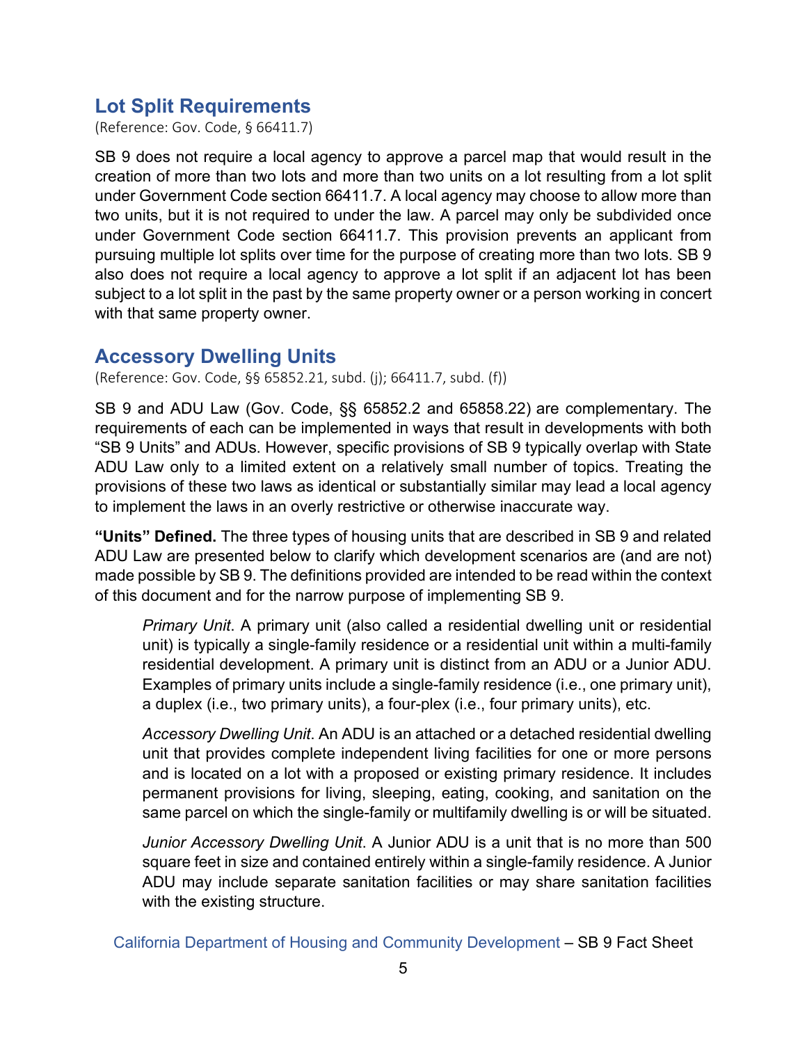## Lot Split Requirements

(Reference: Gov. Code, § 66411.7)

SB 9 does not require a local agency to approve a parcel map that would result in the creation of more than two lots and more than two units on a lot resulting from a lot split under Government Code section 66411.7. A local agency may choose to allow more than two units, but it is not required to under the law. A parcel may only be subdivided once under Government Code section 66411.7. This provision prevents an applicant from pursuing multiple lot splits over time for the purpose of creating more than two lots. SB 9 also does not require a local agency to approve a lot split if an adjacent lot has been subject to a lot split in the past by the same property owner or a person working in concert with that same property owner.

## Accessory Dwelling Units

(Reference: Gov. Code, §§ 65852.21, subd. (j); 66411.7, subd. (f))

SB 9 and ADU Law (Gov. Code, §§ 65852.2 and 65858.22) are complementary. The requirements of each can be implemented in ways that result in developments with both "SB 9 Units" and ADUs. However, specific provisions of SB 9 typically overlap with State ADU Law only to a limited extent on a relatively small number of topics. Treating the provisions of these two laws as identical or substantially similar may lead a local agency to implement the laws in an overly restrictive or otherwise inaccurate way.

**"Units" Defined.** The three types of housing units that are described in SB 9 and related ADU Law are presented below to clarify which development scenarios are (and are not) made possible by SB 9. The definitions provided are intended to be read within the context of this document and for the narrow purpose of implementing SB 9.

> *Primary Unit*. A primary unit (also called a residential dwelling unit or residential unit) is typically a single-family residence or a residential unit within a multi-family residential development. A primary unit is distinct from an ADU or a Junior ADU. Examples of primary units include a single-family residence (i.e., one primary unit), a duplex (i.e., two primary units), a four-plex (i.e., four primary units), etc.
>
> *Accessory Dwelling Unit*. An ADU is an attached or a detached residential dwelling unit that provides complete independent living facilities for one or more persons and is located on a lot with a proposed or existing primary residence. It includes permanent provisions for living, sleeping, eating, cooking, and sanitation on the same parcel on which the single-family or multifamily dwelling is or will be situated.
>
> *Junior Accessory Dwelling Unit*. A Junior ADU is a unit that is no more than 500 square feet in size and contained entirely within a single-family residence. A Junior ADU may include separate sanitation facilities or may share sanitation facilities with the existing structure.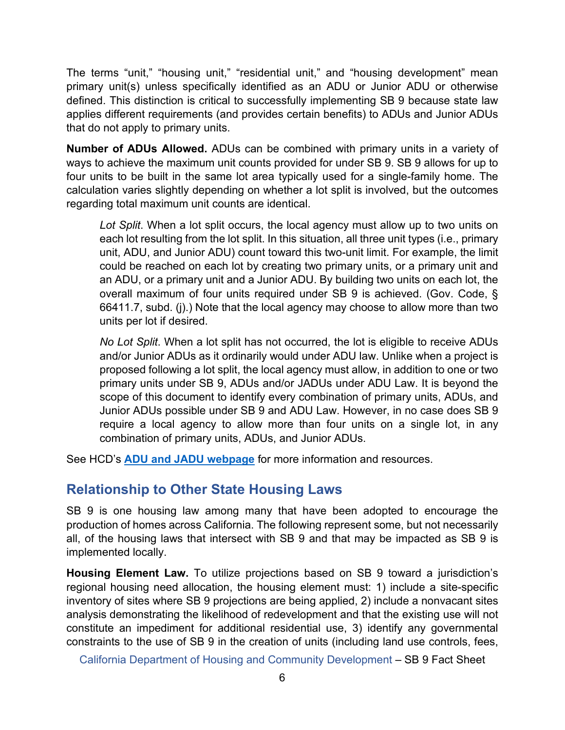The terms “unit,” “housing unit,” “residential unit,” and “housing development” mean primary unit(s) unless specifically identified as an ADU or Junior ADU or otherwise defined. This distinction is critical to successfully implementing SB 9 because state law applies different requirements (and provides certain benefits) to ADUs and Junior ADUs that do not apply to primary units.

**Number of ADUs Allowed.** ADUs can be combined with primary units in a variety of ways to achieve the maximum unit counts provided for under SB 9. SB 9 allows for up to four units to be built in the same lot area typically used for a single-family home. The calculation varies slightly depending on whether a lot split is involved, but the outcomes regarding total maximum unit counts are identical.

> *Lot Split*. When a lot split occurs, the local agency must allow up to two units on each lot resulting from the lot split. In this situation, all three unit types (i.e., primary unit, ADU, and Junior ADU) count toward this two-unit limit. For example, the limit could be reached on each lot by creating two primary units, or a primary unit and an ADU, or a primary unit and a Junior ADU. By building two units on each lot, the overall maximum of four units required under SB 9 is achieved. (Gov. Code, § 66411.7, subd. (j).) Note that the local agency may choose to allow more than two units per lot if desired.
>
> *No Lot Split*. When a lot split has not occurred, the lot is eligible to receive ADUs and/or Junior ADUs as it ordinarily would under ADU law. Unlike when a project is proposed following a lot split, the local agency must allow, in addition to one or two primary units under SB 9, ADUs and/or JADUs under ADU Law. It is beyond the scope of this document to identify every combination of primary units, ADUs, and Junior ADUs possible under SB 9 and ADU Law. However, in no case does SB 9 require a local agency to allow more than four units on a single lot, in any combination of primary units, ADUs, and Junior ADUs.

See HCD’s **ADU and JADU webpage** for more information and resources.

## Relationship to Other State Housing Laws

SB 9 is one housing law among many that have been adopted to encourage the production of homes across California. The following represent some, but not necessarily all, of the housing laws that intersect with SB 9 and that may be impacted as SB 9 is implemented locally.

**Housing Element Law.** To utilize projections based on SB 9 toward a jurisdiction’s regional housing need allocation, the housing element must: 1) include a site-specific inventory of sites where SB 9 projections are being applied, 2) include a nonvacant sites analysis demonstrating the likelihood of redevelopment and that the existing use will not constitute an impediment for additional residential use, 3) identify any governmental constraints to the use of SB 9 in the creation of units (including land use controls, fees,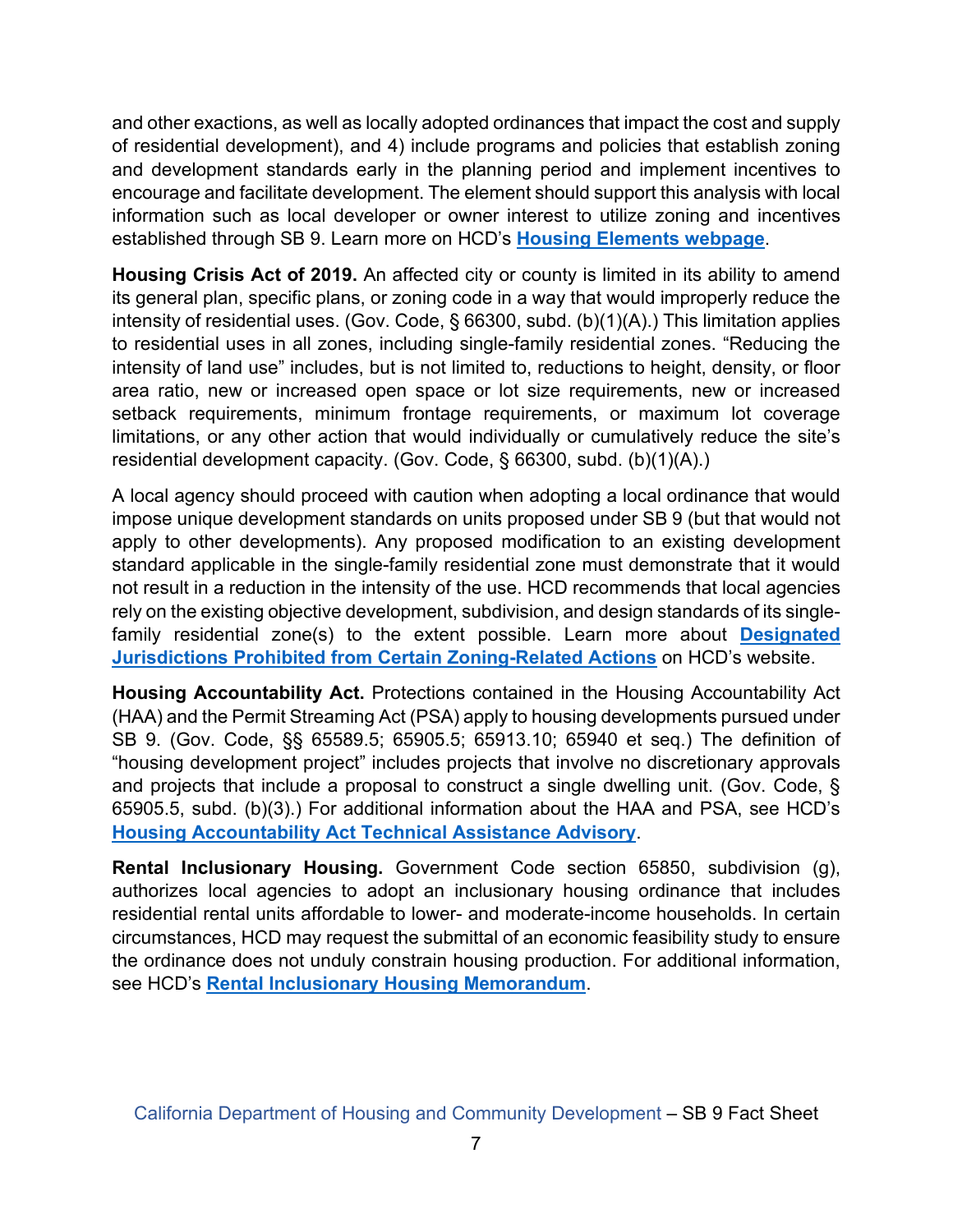and other exactions, as well as locally adopted ordinances that impact the cost and supply of residential development), and 4) include programs and policies that establish zoning and development standards early in the planning period and implement incentives to encourage and facilitate development. The element should support this analysis with local information such as local developer or owner interest to utilize zoning and incentives established through SB 9. Learn more on HCD's **Housing Elements webpage**.

**Housing Crisis Act of 2019.** An affected city or county is limited in its ability to amend its general plan, specific plans, or zoning code in a way that would improperly reduce the intensity of residential uses. (Gov. Code, § 66300, subd. (b)(1)(A).) This limitation applies to residential uses in all zones, including single-family residential zones. "Reducing the intensity of land use" includes, but is not limited to, reductions to height, density, or floor area ratio, new or increased open space or lot size requirements, new or increased setback requirements, minimum frontage requirements, or maximum lot coverage limitations, or any other action that would individually or cumulatively reduce the site's residential development capacity. (Gov. Code, § 66300, subd. (b)(1)(A).)

A local agency should proceed with caution when adopting a local ordinance that would impose unique development standards on units proposed under SB 9 (but that would not apply to other developments). Any proposed modification to an existing development standard applicable in the single-family residential zone must demonstrate that it would not result in a reduction in the intensity of the use. HCD recommends that local agencies rely on the existing objective development, subdivision, and design standards of its single-family residential zone(s) to the extent possible. Learn more about **Designated Jurisdictions Prohibited from Certain Zoning-Related Actions** on HCD's website.

**Housing Accountability Act.** Protections contained in the Housing Accountability Act (HAA) and the Permit Streaming Act (PSA) apply to housing developments pursued under SB 9. (Gov. Code, §§ 65589.5; 65905.5; 65913.10; 65940 et seq.) The definition of "housing development project" includes projects that involve no discretionary approvals and projects that include a proposal to construct a single dwelling unit. (Gov. Code, § 65905.5, subd. (b)(3).) For additional information about the HAA and PSA, see HCD's **Housing Accountability Act Technical Assistance Advisory**.

**Rental Inclusionary Housing.** Government Code section 65850, subdivision (g), authorizes local agencies to adopt an inclusionary housing ordinance that includes residential rental units affordable to lower- and moderate-income households. In certain circumstances, HCD may request the submittal of an economic feasibility study to ensure the ordinance does not unduly constrain housing production. For additional information, see HCD's **Rental Inclusionary Housing Memorandum**.